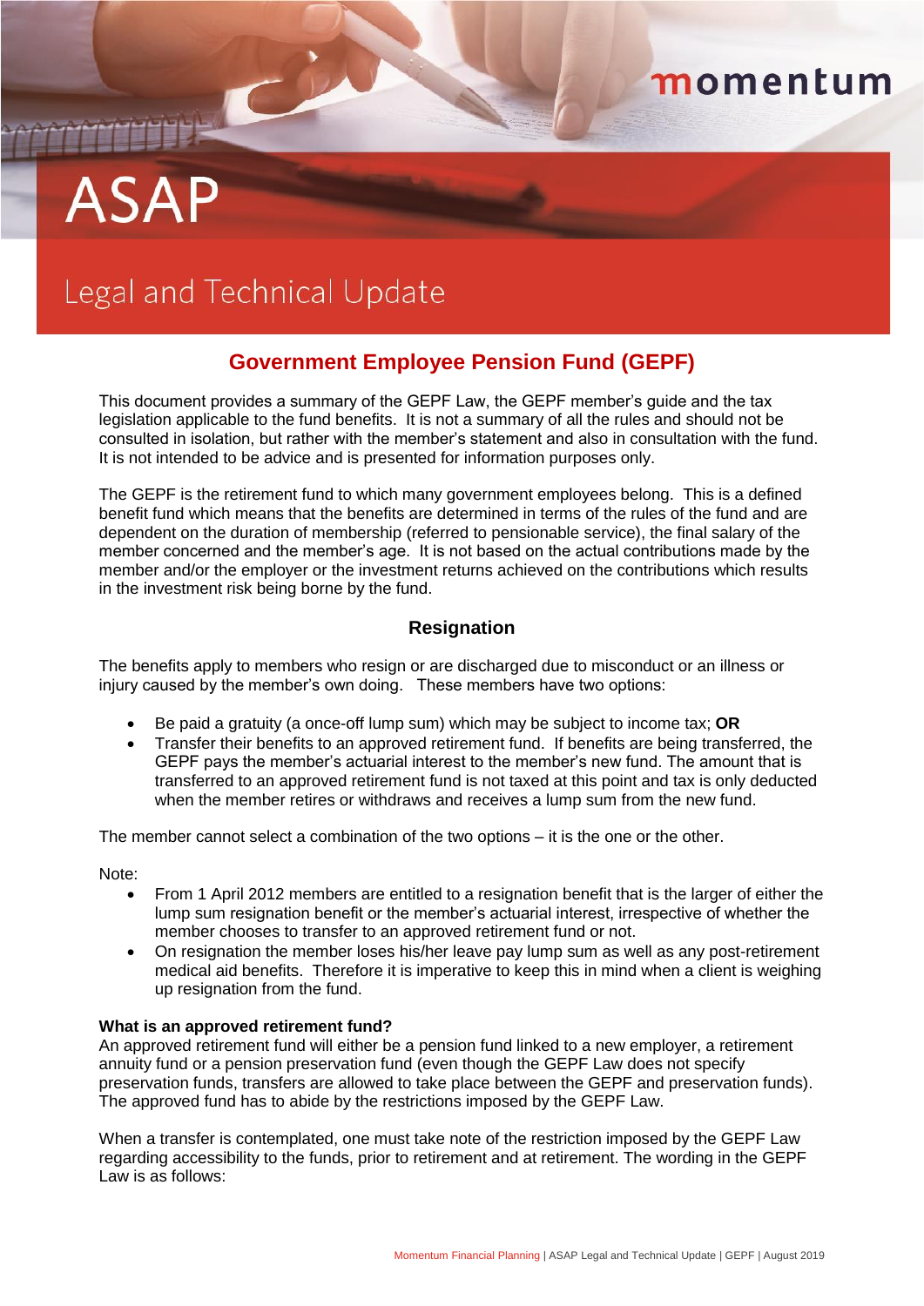momentum

# ASAP

Legal and Technical Update

## Government Employee Pension Fund (GEPF)

This document provides a summary of the GEPF Law, the GEPF member's guide and the tax legislation applicable to the fund benefits. It is not a summary of all the rules and should not be consulted in isolation, but rather with the member's statement and also in consultation with the fund. It is not intended to be advice and is presented for information purposes only.

The GEPF is the retirement fund to which many government employees belong. This is a defined benefit fund which means that the benefits are determined in terms of the rules of the fund and are dependent on the duration of membership (referred to pensionable service), the final salary of the member concerned and the member's age. It is not based on the actual contributions made by the member and/or the employer or the investment returns achieved on the contributions which results in the investment risk being borne by the fund.

### Resignation

The benefits apply to members who resign or are discharged due to misconduct or an illness or injury caused by the member's own doing. These members have two options:

- Be paid a gratuity (a once-off lump sum) which may be subject to income tax; **OR**
- Transfer their benefits to an approved retirement fund. If benefits are being transferred, the GEPF pays the member's actuarial interest to the member's new fund. The amount that is transferred to an approved retirement fund is not taxed at this point and tax is only deducted when the member retires or withdraws and receives a lump sum from the new fund.

The member cannot select a combination of the two options – it is the one or the other.

Note:

- From 1 April 2012 members are entitled to a resignation benefit that is the larger of either the lump sum resignation benefit or the member's actuarial interest, irrespective of whether the member chooses to transfer to an approved retirement fund or not.
- On resignation the member loses his/her leave pay lump sum as well as any post-retirement medical aid benefits. Therefore it is imperative to keep this in mind when a client is weighing up resignation from the fund.

**What is an approved retirement fund?**
An approved retirement fund will either be a pension fund linked to a new employer, a retirement annuity fund or a pension preservation fund (even though the GEPF Law does not specify preservation funds, transfers are allowed to take place between the GEPF and preservation funds). The approved fund has to abide by the restrictions imposed by the GEPF Law.

When a transfer is contemplated, one must take note of the restriction imposed by the GEPF Law regarding accessibility to the funds, prior to retirement and at retirement. The wording in the GEPF Law is as follows: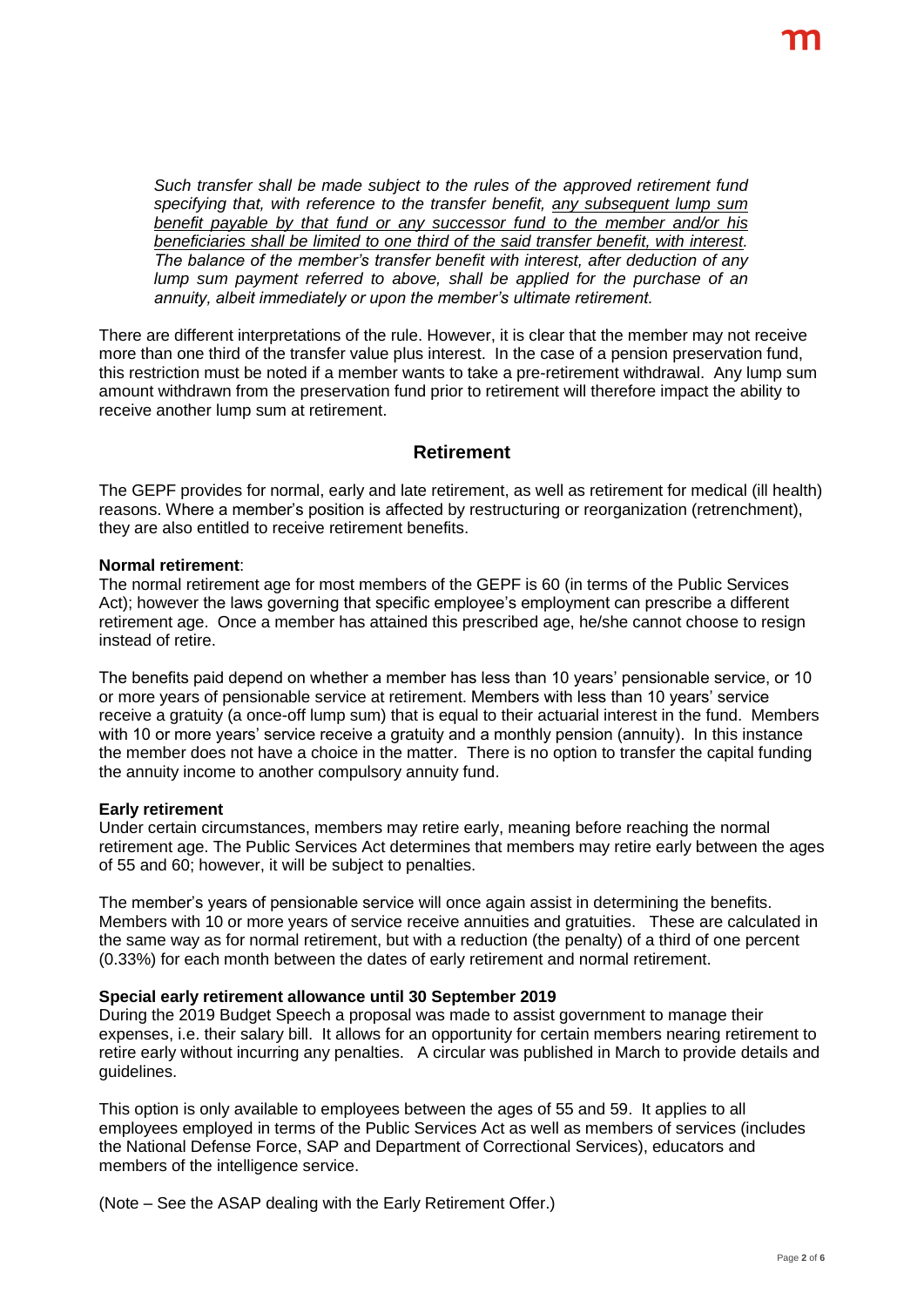*Such transfer shall be made subject to the rules of the approved retirement fund specifying that, with reference to the transfer benefit, any subsequent lump sum benefit payable by that fund or any successor fund to the member and/or his beneficiaries shall be limited to one third of the said transfer benefit, with interest. The balance of the member's transfer benefit with interest, after deduction of any lump sum payment referred to above, shall be applied for the purchase of an annuity, albeit immediately or upon the member's ultimate retirement.*

There are different interpretations of the rule. However, it is clear that the member may not receive more than one third of the transfer value plus interest. In the case of a pension preservation fund, this restriction must be noted if a member wants to take a pre-retirement withdrawal. Any lump sum amount withdrawn from the preservation fund prior to retirement will therefore impact the ability to receive another lump sum at retirement.

## Retirement

The GEPF provides for normal, early and late retirement, as well as retirement for medical (ill health) reasons. Where a member's position is affected by restructuring or reorganization (retrenchment), they are also entitled to receive retirement benefits.

**Normal retirement**:

The normal retirement age for most members of the GEPF is 60 (in terms of the Public Services Act); however the laws governing that specific employee's employment can prescribe a different retirement age. Once a member has attained this prescribed age, he/she cannot choose to resign instead of retire.

The benefits paid depend on whether a member has less than 10 years' pensionable service, or 10 or more years of pensionable service at retirement. Members with less than 10 years' service receive a gratuity (a once-off lump sum) that is equal to their actuarial interest in the fund. Members with 10 or more years' service receive a gratuity and a monthly pension (annuity). In this instance the member does not have a choice in the matter. There is no option to transfer the capital funding the annuity income to another compulsory annuity fund.

**Early retirement**

Under certain circumstances, members may retire early, meaning before reaching the normal retirement age. The Public Services Act determines that members may retire early between the ages of 55 and 60; however, it will be subject to penalties.

The member's years of pensionable service will once again assist in determining the benefits. Members with 10 or more years of service receive annuities and gratuities. These are calculated in the same way as for normal retirement, but with a reduction (the penalty) of a third of one percent (0.33%) for each month between the dates of early retirement and normal retirement.

**Special early retirement allowance until 30 September 2019**

During the 2019 Budget Speech a proposal was made to assist government to manage their expenses, i.e. their salary bill. It allows for an opportunity for certain members nearing retirement to retire early without incurring any penalties. A circular was published in March to provide details and guidelines.

This option is only available to employees between the ages of 55 and 59. It applies to all employees employed in terms of the Public Services Act as well as members of services (includes the National Defense Force, SAP and Department of Correctional Services), educators and members of the intelligence service.

(Note – See the ASAP dealing with the Early Retirement Offer.)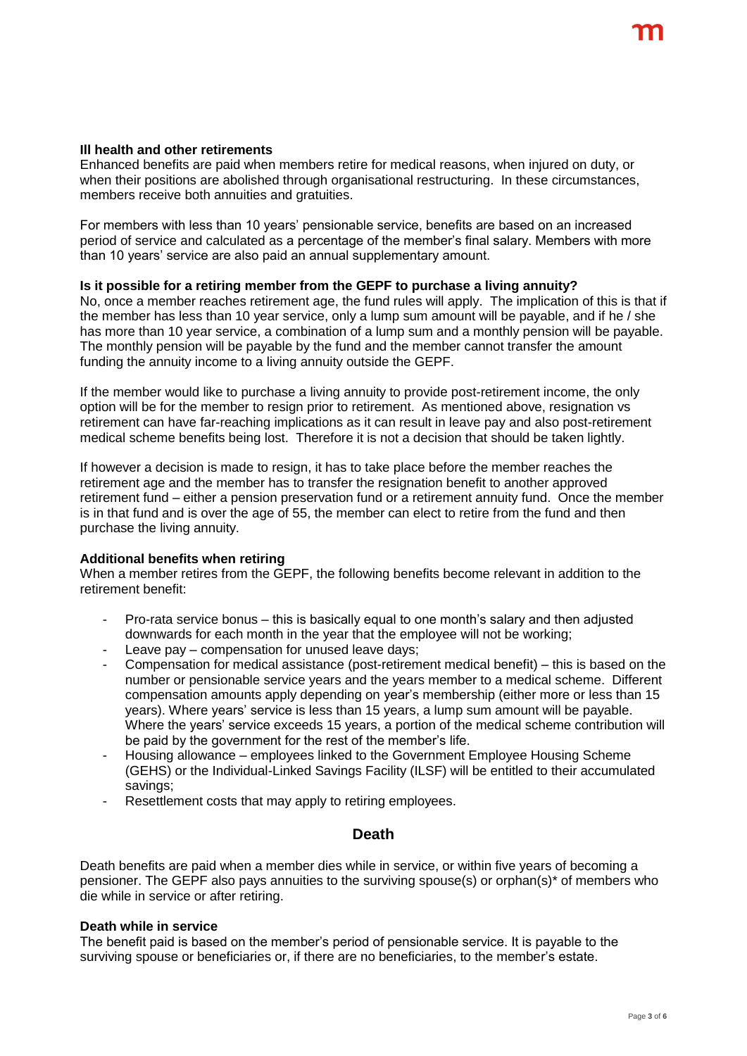**Ill health and other retirements**

Enhanced benefits are paid when members retire for medical reasons, when injured on duty, or when their positions are abolished through organisational restructuring. In these circumstances, members receive both annuities and gratuities.

For members with less than 10 years' pensionable service, benefits are based on an increased period of service and calculated as a percentage of the member's final salary. Members with more than 10 years' service are also paid an annual supplementary amount.

**Is it possible for a retiring member from the GEPF to purchase a living annuity?**

No, once a member reaches retirement age, the fund rules will apply. The implication of this is that if the member has less than 10 year service, only a lump sum amount will be payable, and if he / she has more than 10 year service, a combination of a lump sum and a monthly pension will be payable. The monthly pension will be payable by the fund and the member cannot transfer the amount funding the annuity income to a living annuity outside the GEPF.

If the member would like to purchase a living annuity to provide post-retirement income, the only option will be for the member to resign prior to retirement. As mentioned above, resignation vs retirement can have far-reaching implications as it can result in leave pay and also post-retirement medical scheme benefits being lost. Therefore it is not a decision that should be taken lightly.

If however a decision is made to resign, it has to take place before the member reaches the retirement age and the member has to transfer the resignation benefit to another approved retirement fund – either a pension preservation fund or a retirement annuity fund. Once the member is in that fund and is over the age of 55, the member can elect to retire from the fund and then purchase the living annuity.

**Additional benefits when retiring**

When a member retires from the GEPF, the following benefits become relevant in addition to the retirement benefit:

- Pro-rata service bonus – this is basically equal to one month's salary and then adjusted downwards for each month in the year that the employee will not be working;
- Leave pay – compensation for unused leave days;
- Compensation for medical assistance (post-retirement medical benefit) – this is based on the number or pensionable service years and the years member to a medical scheme. Different compensation amounts apply depending on year's membership (either more or less than 15 years). Where years' service is less than 15 years, a lump sum amount will be payable. Where the years' service exceeds 15 years, a portion of the medical scheme contribution will be paid by the government for the rest of the member's life.
- Housing allowance – employees linked to the Government Employee Housing Scheme (GEHS) or the Individual-Linked Savings Facility (ILSF) will be entitled to their accumulated savings;
- Resettlement costs that may apply to retiring employees.

## Death

Death benefits are paid when a member dies while in service, or within five years of becoming a pensioner. The GEPF also pays annuities to the surviving spouse(s) or orphan(s)* of members who die while in service or after retiring.

**Death while in service**

The benefit paid is based on the member's period of pensionable service. It is payable to the surviving spouse or beneficiaries or, if there are no beneficiaries, to the member's estate.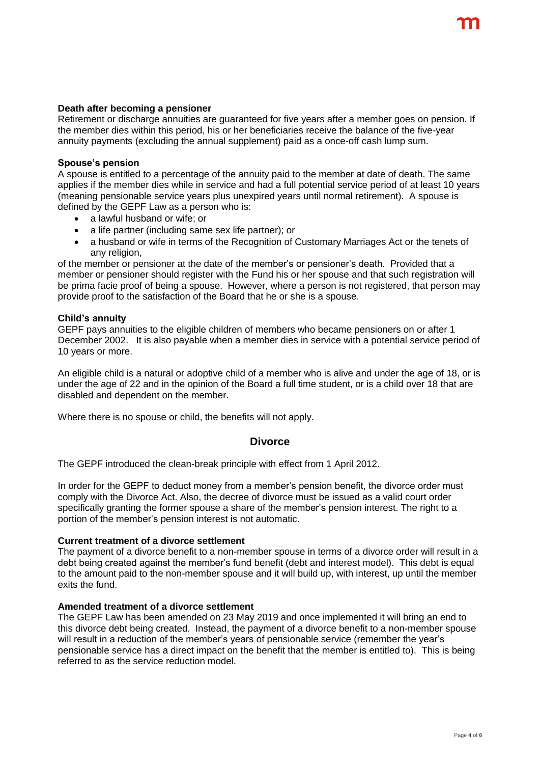**Death after becoming a pensioner**

Retirement or discharge annuities are guaranteed for five years after a member goes on pension. If the member dies within this period, his or her beneficiaries receive the balance of the five-year annuity payments (excluding the annual supplement) paid as a once-off cash lump sum.

**Spouse's pension**

A spouse is entitled to a percentage of the annuity paid to the member at date of death. The same applies if the member dies while in service and had a full potential service period of at least 10 years (meaning pensionable service years plus unexpired years until normal retirement). A spouse is defined by the GEPF Law as a person who is:

- a lawful husband or wife; or
- a life partner (including same sex life partner); or
- a husband or wife in terms of the Recognition of Customary Marriages Act or the tenets of any religion,

of the member or pensioner at the date of the member's or pensioner's death. Provided that a member or pensioner should register with the Fund his or her spouse and that such registration will be prima facie proof of being a spouse. However, where a person is not registered, that person may provide proof to the satisfaction of the Board that he or she is a spouse.

**Child's annuity**

GEPF pays annuities to the eligible children of members who became pensioners on or after 1 December 2002. It is also payable when a member dies in service with a potential service period of 10 years or more.

An eligible child is a natural or adoptive child of a member who is alive and under the age of 18, or is under the age of 22 and in the opinion of the Board a full time student, or is a child over 18 that are disabled and dependent on the member.

Where there is no spouse or child, the benefits will not apply.

## Divorce

The GEPF introduced the clean-break principle with effect from 1 April 2012.

In order for the GEPF to deduct money from a member's pension benefit, the divorce order must comply with the Divorce Act. Also, the decree of divorce must be issued as a valid court order specifically granting the former spouse a share of the member's pension interest. The right to a portion of the member's pension interest is not automatic.

**Current treatment of a divorce settlement**

The payment of a divorce benefit to a non-member spouse in terms of a divorce order will result in a debt being created against the member's fund benefit (debt and interest model). This debt is equal to the amount paid to the non-member spouse and it will build up, with interest, up until the member exits the fund.

**Amended treatment of a divorce settlement**

The GEPF Law has been amended on 23 May 2019 and once implemented it will bring an end to this divorce debt being created. Instead, the payment of a divorce benefit to a non-member spouse will result in a reduction of the member's years of pensionable service (remember the year's pensionable service has a direct impact on the benefit that the member is entitled to). This is being referred to as the service reduction model.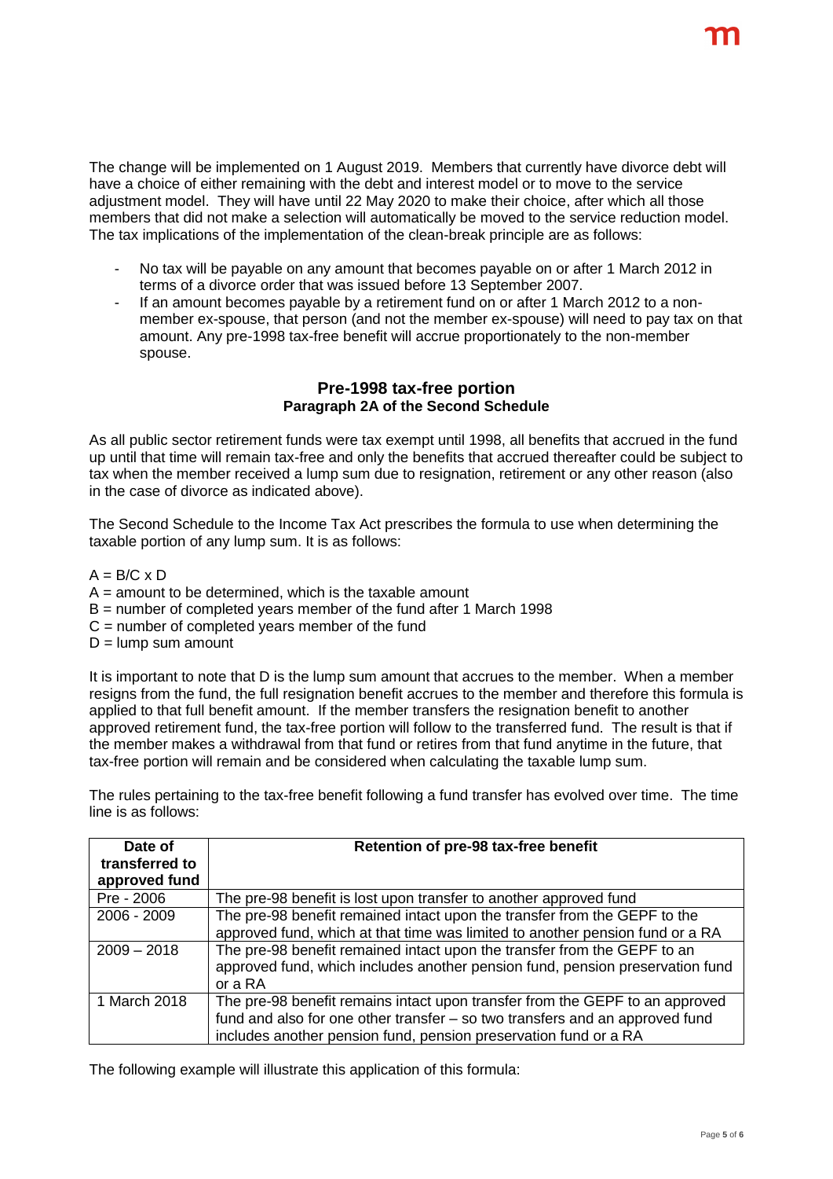The change will be implemented on 1 August 2019. Members that currently have divorce debt will have a choice of either remaining with the debt and interest model or to move to the service adjustment model. They will have until 22 May 2020 to make their choice, after which all those members that did not make a selection will automatically be moved to the service reduction model. The tax implications of the implementation of the clean-break principle are as follows:

- No tax will be payable on any amount that becomes payable on or after 1 March 2012 in terms of a divorce order that was issued before 13 September 2007.
- If an amount becomes payable by a retirement fund on or after 1 March 2012 to a non-member ex-spouse, that person (and not the member ex-spouse) will need to pay tax on that amount. Any pre-1998 tax-free benefit will accrue proportionately to the non-member spouse.

## Pre-1998 tax-free portion

### Paragraph 2A of the Second Schedule

As all public sector retirement funds were tax exempt until 1998, all benefits that accrued in the fund up until that time will remain tax-free and only the benefits that accrued thereafter could be subject to tax when the member received a lump sum due to resignation, retirement or any other reason (also in the case of divorce as indicated above).

The Second Schedule to the Income Tax Act prescribes the formula to use when determining the taxable portion of any lump sum. It is as follows:

$A = B/C \times D$
$A$ = amount to be determined, which is the taxable amount
$B$ = number of completed years member of the fund after 1 March 1998
$C$ = number of completed years member of the fund
$D$ = lump sum amount

It is important to note that D is the lump sum amount that accrues to the member. When a member resigns from the fund, the full resignation benefit accrues to the member and therefore this formula is applied to that full benefit amount. If the member transfers the resignation benefit to another approved retirement fund, the tax-free portion will follow to the transferred fund. The result is that if the member makes a withdrawal from that fund or retires from that fund anytime in the future, that tax-free portion will remain and be considered when calculating the taxable lump sum.

The rules pertaining to the tax-free benefit following a fund transfer has evolved over time. The time line is as follows:

| Date of transferred to approved fund | Retention of pre-98 tax-free benefit |
|---|---|
| Pre - 2006 | The pre-98 benefit is lost upon transfer to another approved fund |
| 2006 - 2009 | The pre-98 benefit remained intact upon the transfer from the GEPF to the approved fund, which at that time was limited to another pension fund or a RA |
| 2009 – 2018 | The pre-98 benefit remained intact upon the transfer from the GEPF to an approved fund, which includes another pension fund, pension preservation fund or a RA |
| 1 March 2018 | The pre-98 benefit remains intact upon transfer from the GEPF to an approved fund and also for one other transfer – so two transfers and an approved fund includes another pension fund, pension preservation fund or a RA |

The following example will illustrate this application of this formula: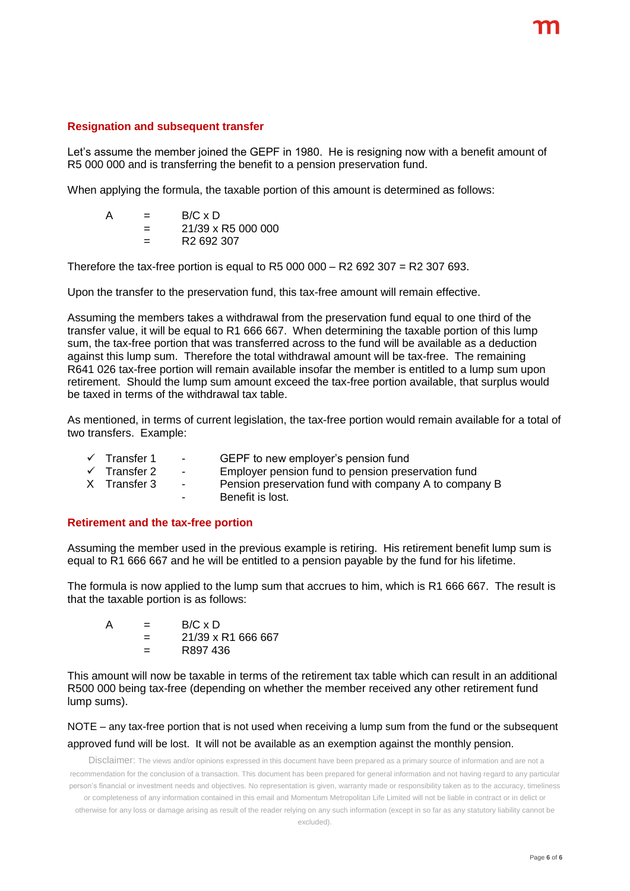## Resignation and subsequent transfer

Let's assume the member joined the GEPF in 1980. He is resigning now with a benefit amount of R5 000 000 and is transferring the benefit to a pension preservation fund.

When applying the formula, the taxable portion of this amount is determined as follows:

$$
\begin{aligned}
A &= B/C \times D \\
  &= 21/39 \times R5\,000\,000 \\
  &= R2\,692\,307
\end{aligned}
$$

Therefore the tax-free portion is equal to R5 000 000 – R2 692 307 = R2 307 693.

Upon the transfer to the preservation fund, this tax-free amount will remain effective.

Assuming the members takes a withdrawal from the preservation fund equal to one third of the transfer value, it will be equal to R1 666 667. When determining the taxable portion of this lump sum, the tax-free portion that was transferred across to the fund will be available as a deduction against this lump sum. Therefore the total withdrawal amount will be tax-free. The remaining R641 026 tax-free portion will remain available insofar the member is entitled to a lump sum upon retirement. Should the lump sum amount exceed the tax-free portion available, that surplus would be taxed in terms of the withdrawal tax table.

As mentioned, in terms of current legislation, the tax-free portion would remain available for a total of two transfers. Example:

- ✓ Transfer 1 - GEPF to new employer's pension fund
- ✓ Transfer 2 - Employer pension fund to pension preservation fund
- X Transfer 3 - Pension preservation fund with company A to company B
  - Benefit is lost.

## Retirement and the tax-free portion

Assuming the member used in the previous example is retiring. His retirement benefit lump sum is equal to R1 666 667 and he will be entitled to a pension payable by the fund for his lifetime.

The formula is now applied to the lump sum that accrues to him, which is R1 666 667. The result is that the taxable portion is as follows:

$$
\begin{aligned}
A &= B/C \times D \\
  &= 21/39 \times R1\,666\,667 \\
  &= R897\,436
\end{aligned}
$$

This amount will now be taxable in terms of the retirement tax table which can result in an additional R500 000 being tax-free (depending on whether the member received any other retirement fund lump sums).

NOTE – any tax-free portion that is not used when receiving a lump sum from the fund or the subsequent approved fund will be lost. It will not be available as an exemption against the monthly pension.

Disclaimer: The views and/or opinions expressed in this document have been prepared as a primary source of information and are not a recommendation for the conclusion of a transaction. This document has been prepared for general information and not having regard to any particular person's financial or investment needs and objectives. No representation is given, warranty made or responsibility taken as to the accuracy, timeliness or completeness of any information contained in this email and Momentum Metropolitan Life Limited will not be liable in contract or in delict or otherwise for any loss or damage arising as result of the reader relying on any such information (except in so far as any statutory liability cannot be excluded).